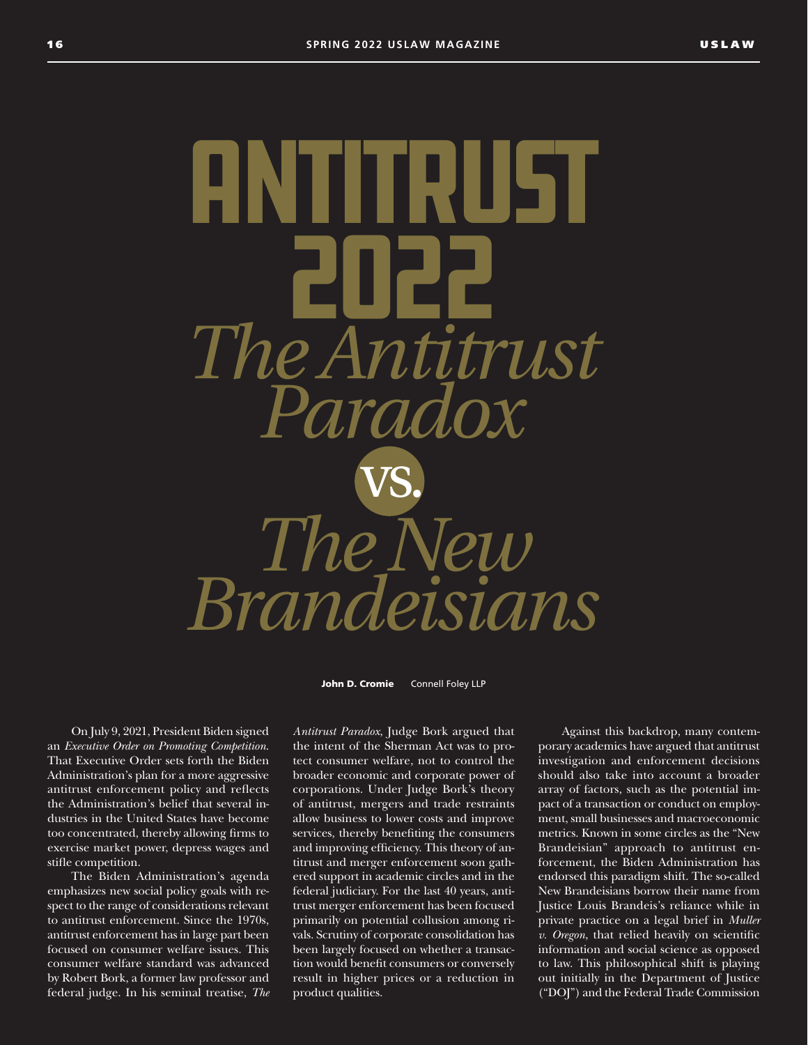# ANTITRUST 2022

# *The Antitrust Paradox* VS. *The New Brandeisians*

**John D. Cromie** Connell Foley LLP

On July 9, 2021, President Biden signed an *Executive Order on Promoting Competition*. That Executive Order sets forth the Biden Administration's plan for a more aggressive antitrust enforcement policy and reflects the Administration's belief that several industries in the United States have become too concentrated, thereby allowing firms to exercise market power, depress wages and stifle competition.

The Biden Administration's agenda emphasizes new social policy goals with respect to the range of considerations relevant to antitrust enforcement. Since the 1970s, antitrust enforcement has in large part been focused on consumer welfare issues. This consumer welfare standard was advanced by Robert Bork, a former law professor and federal judge. In his seminal treatise, *The Antitrust Paradox*, Judge Bork argued that the intent of the Sherman Act was to protect consumer welfare, not to control the broader economic and corporate power of corporations. Under Judge Bork's theory of antitrust, mergers and trade restraints allow business to lower costs and improve services, thereby benefiting the consumers and improving efficiency. This theory of antitrust and merger enforcement soon gathered support in academic circles and in the federal judiciary. For the last 40 years, antitrust merger enforcement has been focused primarily on potential collusion among rivals. Scrutiny of corporate consolidation has been largely focused on whether a transaction would benefit consumers or conversely result in higher prices or a reduction in product qualities.

Against this backdrop, many contemporary academics have argued that antitrust investigation and enforcement decisions should also take into account a broader array of factors, such as the potential impact of a transaction or conduct on employment, small businesses and macroeconomic metrics. Known in some circles as the "New Brandeisian" approach to antitrust enforcement, the Biden Administration has endorsed this paradigm shift. The so-called New Brandeisians borrow their name from Justice Louis Brandeis's reliance while in private practice on a legal brief in *Muller v. Oregon*, that relied heavily on scientific information and social science as opposed to law. This philosophical shift is playing out initially in the Department of Justice ("DOJ") and the Federal Trade Commission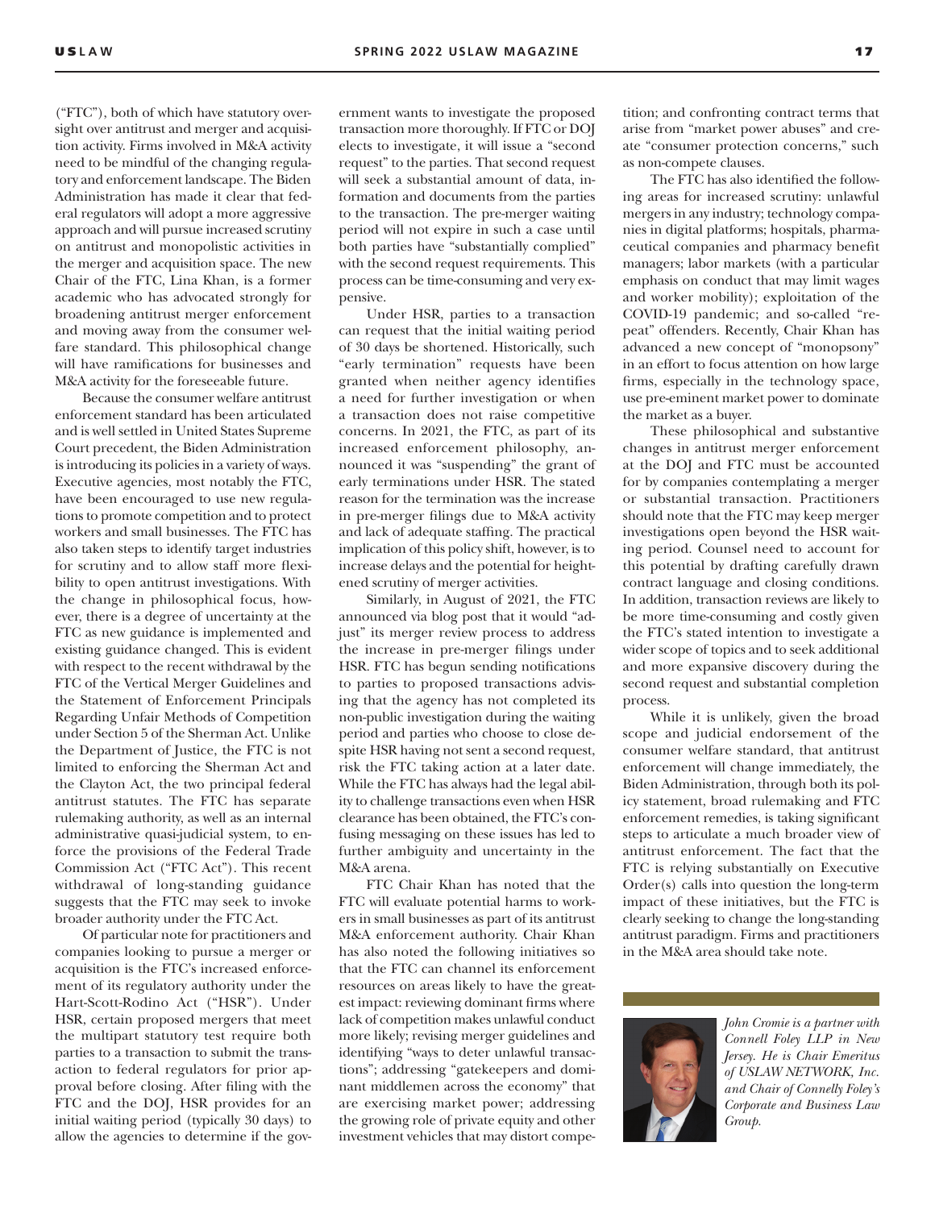("FTC"), both of which have statutory oversight over antitrust and merger and acquisition activity. Firms involved in M&A activity need to be mindful of the changing regulatory and enforcement landscape. The Biden Administration has made it clear that federal regulators will adopt a more aggressive approach and will pursue increased scrutiny on antitrust and monopolistic activities in the merger and acquisition space. The new Chair of the FTC, Lina Khan, is a former academic who has advocated strongly for broadening antitrust merger enforcement and moving away from the consumer welfare standard. This philosophical change will have ramifications for businesses and M&A activity for the foreseeable future.

Because the consumer welfare antitrust enforcement standard has been articulated and is well settled in United States Supreme Court precedent, the Biden Administration is introducing its policies in a variety of ways. Executive agencies, most notably the FTC, have been encouraged to use new regulations to promote competition and to protect workers and small businesses. The FTC has also taken steps to identify target industries for scrutiny and to allow staff more flexibility to open antitrust investigations. With the change in philosophical focus, however, there is a degree of uncertainty at the FTC as new guidance is implemented and existing guidance changed. This is evident with respect to the recent withdrawal by the FTC of the Vertical Merger Guidelines and the Statement of Enforcement Principals Regarding Unfair Methods of Competition under Section 5 of the Sherman Act. Unlike the Department of Justice, the FTC is not limited to enforcing the Sherman Act and the Clayton Act, the two principal federal antitrust statutes. The FTC has separate rulemaking authority, as well as an internal administrative quasi-judicial system, to enforce the provisions of the Federal Trade Commission Act ("FTC Act"). This recent withdrawal of long-standing guidance suggests that the FTC may seek to invoke broader authority under the FTC Act.

Of particular note for practitioners and companies looking to pursue a merger or acquisition is the FTC's increased enforcement of its regulatory authority under the Hart-Scott-Rodino Act ("HSR"). Under HSR, certain proposed mergers that meet the multipart statutory test require both parties to a transaction to submit the transaction to federal regulators for prior approval before closing. After filing with the FTC and the DOJ, HSR provides for an initial waiting period (typically 30 days) to allow the agencies to determine if the government wants to investigate the proposed transaction more thoroughly. If FTC or DOJ elects to investigate, it will issue a "second request" to the parties. That second request will seek a substantial amount of data, information and documents from the parties to the transaction. The pre-merger waiting period will not expire in such a case until both parties have "substantially complied" with the second request requirements. This process can be time-consuming and very expensive.

Under HSR, parties to a transaction can request that the initial waiting period of 30 days be shortened. Historically, such "early termination" requests have been granted when neither agency identifies a need for further investigation or when a transaction does not raise competitive concerns. In 2021, the FTC, as part of its increased enforcement philosophy, announced it was "suspending" the grant of early terminations under HSR. The stated reason for the termination was the increase in pre-merger filings due to M&A activity and lack of adequate staffing. The practical implication of this policy shift, however, is to increase delays and the potential for heightened scrutiny of merger activities.

Similarly, in August of 2021, the FTC announced via blog post that it would "adjust" its merger review process to address the increase in pre-merger filings under HSR. FTC has begun sending notifications to parties to proposed transactions advising that the agency has not completed its non-public investigation during the waiting period and parties who choose to close despite HSR having not sent a second request, risk the FTC taking action at a later date. While the FTC has always had the legal ability to challenge transactions even when HSR clearance has been obtained, the FTC's confusing messaging on these issues has led to further ambiguity and uncertainty in the M&A arena.

FTC Chair Khan has noted that the FTC will evaluate potential harms to workers in small businesses as part of its antitrust M&A enforcement authority. Chair Khan has also noted the following initiatives so that the FTC can channel its enforcement resources on areas likely to have the greatest impact: reviewing dominant firms where lack of competition makes unlawful conduct more likely; revising merger guidelines and identifying "ways to deter unlawful transactions"; addressing "gatekeepers and dominant middlemen across the economy" that are exercising market power; addressing the growing role of private equity and other investment vehicles that may distort competition; and confronting contract terms that arise from "market power abuses" and create "consumer protection concerns," such as non-compete clauses.

The FTC has also identified the following areas for increased scrutiny: unlawful mergers in any industry; technology companies in digital platforms; hospitals, pharmaceutical companies and pharmacy benefit managers; labor markets (with a particular emphasis on conduct that may limit wages and worker mobility); exploitation of the COVID-19 pandemic; and so-called "repeat" offenders. Recently, Chair Khan has advanced a new concept of "monopsony" in an effort to focus attention on how large firms, especially in the technology space, use pre-eminent market power to dominate the market as a buyer.

These philosophical and substantive changes in antitrust merger enforcement at the DOJ and FTC must be accounted for by companies contemplating a merger or substantial transaction. Practitioners should note that the FTC may keep merger investigations open beyond the HSR waiting period. Counsel need to account for this potential by drafting carefully drawn contract language and closing conditions. In addition, transaction reviews are likely to be more time-consuming and costly given the FTC's stated intention to investigate a wider scope of topics and to seek additional and more expansive discovery during the second request and substantial completion process.

While it is unlikely, given the broad scope and judicial endorsement of the consumer welfare standard, that antitrust enforcement will change immediately, the Biden Administration, through both its policy statement, broad rulemaking and FTC enforcement remedies, is taking significant steps to articulate a much broader view of antitrust enforcement. The fact that the FTC is relying substantially on Executive Order(s) calls into question the long-term impact of these initiatives, but the FTC is clearly seeking to change the long-standing antitrust paradigm. Firms and practitioners in the M&A area should take note.

*John Cromie is a partner with Connell Foley LLP in New Jersey. He is Chair Emeritus of USLAW NETWORK, Inc. and Chair of Connelly Foley's Corporate and Business Law Group.*